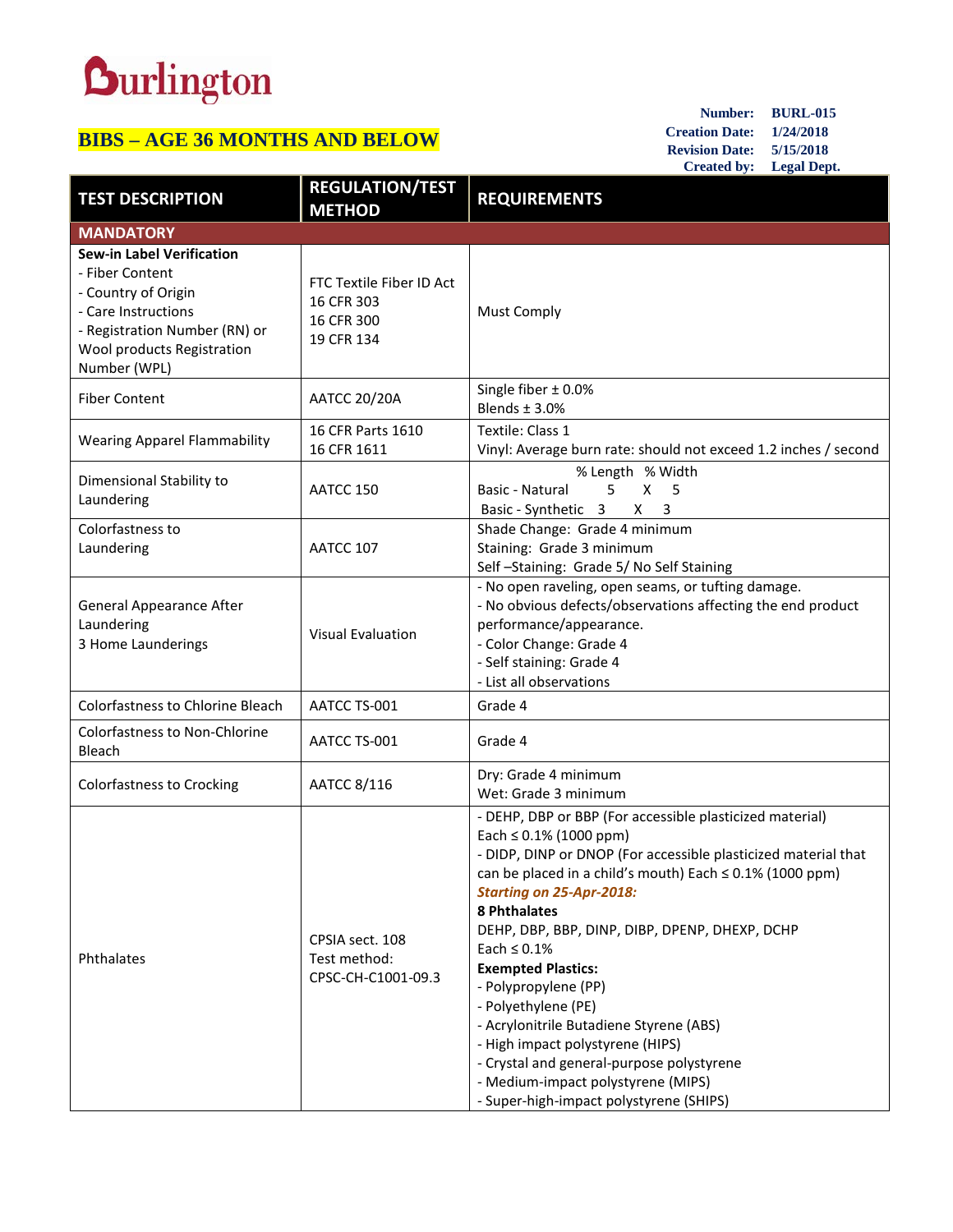# Burlington

## BIBS – AGE 36 MONTHS AND BELOW

**Number:** BURL-015
**Creation Date:** 1/24/2018
**Revision Date:** 5/15/2018
**Created by:** Legal Dept.

| TEST DESCRIPTION | REGULATION/TEST METHOD | REQUIREMENTS |
|---|---|---|
| **MANDATORY** | | |
| **Sew-in Label Verification**<br>- Fiber Content<br>- Country of Origin<br>- Care Instructions<br>- Registration Number (RN) or Wool products Registration Number (WPL) | FTC Textile Fiber ID Act<br>16 CFR 303<br>16 CFR 300<br>19 CFR 134 | Must Comply |
| Fiber Content | AATCC 20/20A | Single fiber ± 0.0%<br>Blends ± 3.0% |
| Wearing Apparel Flammability | 16 CFR Parts 1610<br>16 CFR 1611 | Textile: Class 1<br>Vinyl: Average burn rate: should not exceed 1.2 inches / second |
| Dimensional Stability to Laundering | AATCC 150 | % Length % Width<br>Basic - Natural 5 X 5<br>Basic - Synthetic 3 X 3 |
| Colorfastness to Laundering | AATCC 107 | Shade Change: Grade 4 minimum<br>Staining: Grade 3 minimum<br>Self –Staining: Grade 5/ No Self Staining |
| General Appearance After Laundering<br>3 Home Launderings | Visual Evaluation | - No open raveling, open seams, or tufting damage.<br>- No obvious defects/observations affecting the end product performance/appearance.<br>- Color Change: Grade 4<br>- Self staining: Grade 4<br>- List all observations |
| Colorfastness to Chlorine Bleach | AATCC TS-001 | Grade 4 |
| Colorfastness to Non-Chlorine Bleach | AATCC TS-001 | Grade 4 |
| Colorfastness to Crocking | AATCC 8/116 | Dry: Grade 4 minimum<br>Wet: Grade 3 minimum |
| Phthalates | CPSIA sect. 108<br>Test method:<br>CPSC-CH-C1001-09.3 | - DEHP, DBP or BBP (For accessible plasticized material) Each ≤ 0.1% (1000 ppm)<br>- DIDP, DINP or DNOP (For accessible plasticized material that can be placed in a child's mouth) Each ≤ 0.1% (1000 ppm)<br>***Starting on 25-Apr-2018:***<br>**8 Phthalates**<br>DEHP, DBP, BBP, DINP, DIBP, DPENP, DHEXP, DCHP<br>Each ≤ 0.1%<br>**Exempted Plastics:**<br>- Polypropylene (PP)<br>- Polyethylene (PE)<br>- Acrylonitrile Butadiene Styrene (ABS)<br>- High impact polystyrene (HIPS)<br>- Crystal and general-purpose polystyrene<br>- Medium-impact polystyrene (MIPS)<br>- Super-high-impact polystyrene (SHIPS) |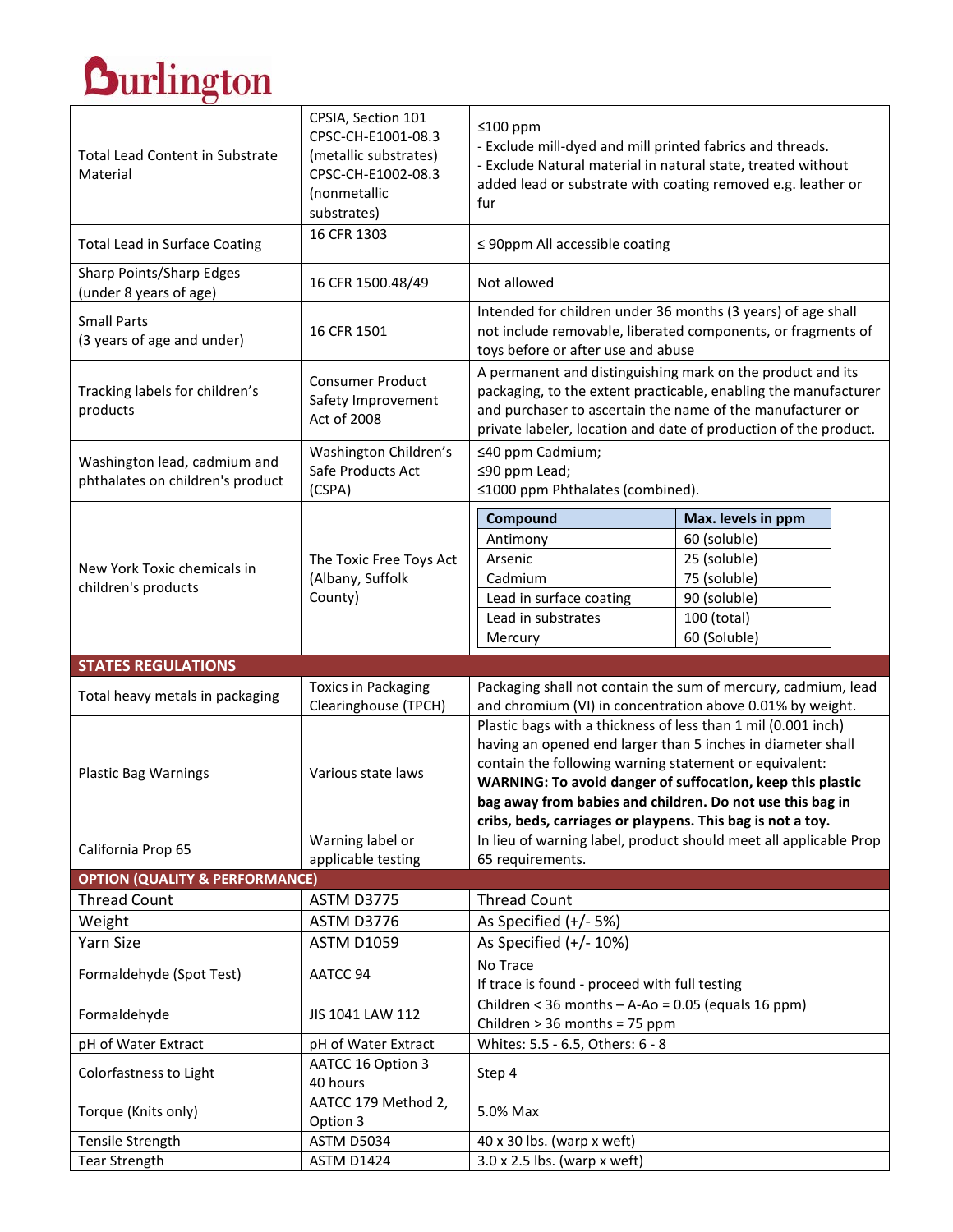Burlington

| | | |
|---|---|---|
| Total Lead Content in Substrate Material | CPSIA, Section 101 CPSC-CH-E1001-08.3 (metallic substrates) CPSC-CH-E1002-08.3 (nonmetallic substrates) | ≤100 ppm<br>- Exclude mill-dyed and mill printed fabrics and threads.<br>- Exclude Natural material in natural state, treated without added lead or substrate with coating removed e.g. leather or fur |
| Total Lead in Surface Coating | 16 CFR 1303 | ≤ 90ppm All accessible coating |
| Sharp Points/Sharp Edges (under 8 years of age) | 16 CFR 1500.48/49 | Not allowed |
| Small Parts (3 years of age and under) | 16 CFR 1501 | Intended for children under 36 months (3 years) of age shall not include removable, liberated components, or fragments of toys before or after use and abuse |
| Tracking labels for children's products | Consumer Product Safety Improvement Act of 2008 | A permanent and distinguishing mark on the product and its packaging, to the extent practicable, enabling the manufacturer and purchaser to ascertain the name of the manufacturer or private labeler, location and date of production of the product. |
| Washington lead, cadmium and phthalates on children's product | Washington Children's Safe Products Act (CSPA) | ≤40 ppm Cadmium;<br>≤90 ppm Lead;<br>≤1000 ppm Phthalates (combined). |
| New York Toxic chemicals in children's products | The Toxic Free Toys Act (Albany, Suffolk County) | **Compound** — **Max. levels in ppm**<br>Antimony — 60 (soluble)<br>Arsenic — 25 (soluble)<br>Cadmium — 75 (soluble)<br>Lead in surface coating — 90 (soluble)<br>Lead in substrates — 100 (total)<br>Mercury — 60 (Soluble) |
| **STATES REGULATIONS** | | |
| Total heavy metals in packaging | Toxics in Packaging Clearinghouse (TPCH) | Packaging shall not contain the sum of mercury, cadmium, lead and chromium (VI) in concentration above 0.01% by weight. |
| Plastic Bag Warnings | Various state laws | Plastic bags with a thickness of less than 1 mil (0.001 inch) having an opened end larger than 5 inches in diameter shall contain the following warning statement or equivalent: **WARNING: To avoid danger of suffocation, keep this plastic bag away from babies and children. Do not use this bag in cribs, beds, carriages or playpens. This bag is not a toy.** |
| California Prop 65 | Warning label or applicable testing | In lieu of warning label, product should meet all applicable Prop 65 requirements. |
| **OPTION (QUALITY & PERFORMANCE)** | | |
| Thread Count | ASTM D3775 | Thread Count |
| Weight | ASTM D3776 | As Specified (+/- 5%) |
| Yarn Size | ASTM D1059 | As Specified (+/- 10%) |
| Formaldehyde (Spot Test) | AATCC 94 | No Trace<br>If trace is found - proceed with full testing |
| Formaldehyde | JIS 1041 LAW 112 | Children < 36 months – A-Ao = 0.05 (equals 16 ppm)<br>Children > 36 months = 75 ppm |
| pH of Water Extract | pH of Water Extract | Whites: 5.5 - 6.5, Others: 6 - 8 |
| Colorfastness to Light | AATCC 16 Option 3 40 hours | Step 4 |
| Torque (Knits only) | AATCC 179 Method 2, Option 3 | 5.0% Max |
| Tensile Strength | ASTM D5034 | 40 x 30 lbs. (warp x weft) |
| Tear Strength | ASTM D1424 | 3.0 x 2.5 lbs. (warp x weft) |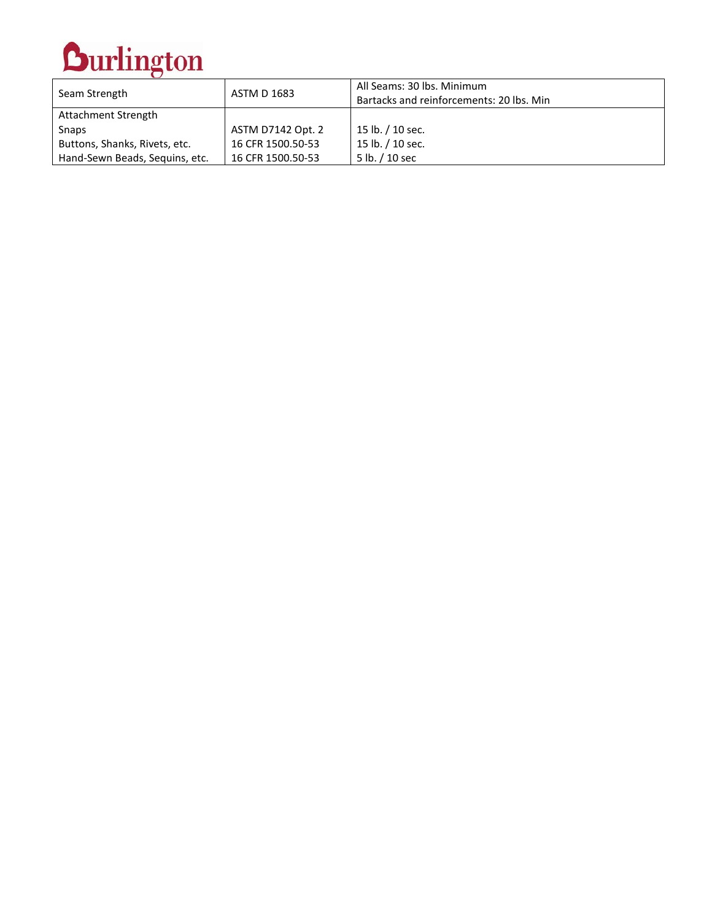| | | |
|---|---|---|
| Seam Strength | ASTM D 1683 | All Seams: 30 lbs. Minimum<br>Bartacks and reinforcements: 20 lbs. Min |
| Attachment Strength | | |
| Snaps | ASTM D7142 Opt. 2 | 15 lb. / 10 sec. |
| Buttons, Shanks, Rivets, etc. | 16 CFR 1500.50-53 | 15 lb. / 10 sec. |
| Hand-Sewn Beads, Sequins, etc. | 16 CFR 1500.50-53 | 5 lb. / 10 sec |